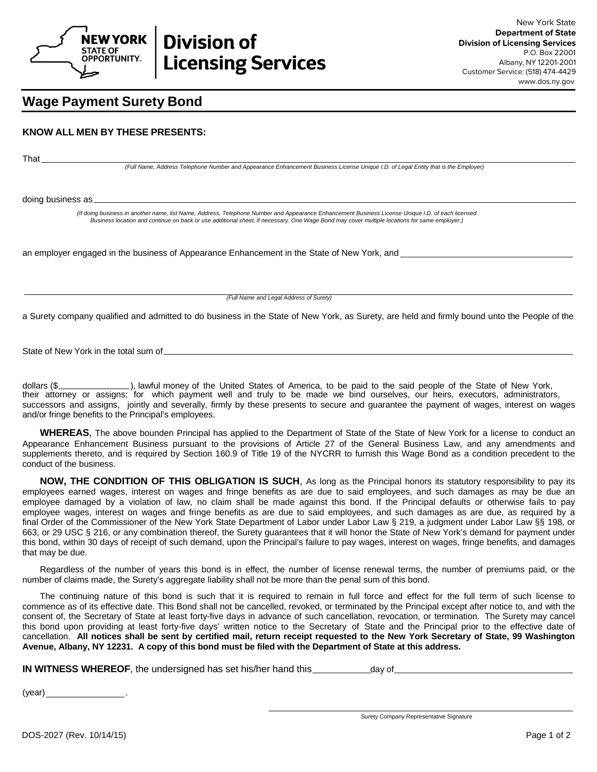New York State
**Department of State**
**Division of Licensing Services**
P.O. Box 22001
Albany, NY 12201-2001
Customer Service: (518) 474-4429
www.dos.ny.gov

# Wage Payment Surety Bond

**KNOW ALL MEN BY THESE PRESENTS:**

That ______________________________________________________________________________
*(Full Name, Address Telephone Number and Appearance Enhancement Business License Unique I.D. of Legal Entity that is the Employer)*

doing business as ______________________________________________________________________
*(If doing business in another name, list Name, Address, Telephone Number and Appearance Enhancement Business License Unique I.D. of each licensed Business location and continue on back or use additional sheet, if necessary. One Wage Bond may cover multiple locations for same employer.)*

an employer engaged in the business of Appearance Enhancement in the State of New York, and ______________________________

______________________________________________________________________________
*(Full Name and Legal Address of Surety)*

a Surety company qualified and admitted to do business in the State of New York, as Surety, are held and firmly bound unto the People of the

State of New York in the total sum of ______________________________________________________________________

dollars ($______________), lawful money of the United States of America, to be paid to the said people of the State of New York, their attorney or assigns; for which payment well and truly to be made we bind ourselves, our heirs, executors, administrators, successors and assigns, jointly and severally, firmly by these presents to secure and guarantee the payment of wages, interest on wages and/or fringe benefits to the Principal's employees.

**WHEREAS**, The above bounden Principal has applied to the Department of State of the State of New York for a license to conduct an Appearance Enhancement Business pursuant to the provisions of Article 27 of the General Business Law, and any amendments and supplements thereto, and is required by Section 160.9 of Title 19 of the NYCRR to furnish this Wage Bond as a condition precedent to the conduct of the business.

**NOW, THE CONDITION OF THIS OBLIGATION IS SUCH**, As long as the Principal honors its statutory responsibility to pay its employees earned wages, interest on wages and fringe benefits as are due to said employees, and such damages as may be due an employee damaged by a violation of law, no claim shall be made against this bond. If the Principal defaults or otherwise fails to pay employee wages, interest on wages and fringe benefits as are due to said employees, and such damages as are due, as required by a final Order of the Commissioner of the New York State Department of Labor under Labor Law § 219, a judgment under Labor Law §§ 198, or 663, or 29 USC § 216, or any combination thereof, the Surety guarantees that it will honor the State of New York's demand for payment under this bond, within 30 days of receipt of such demand, upon the Principal's failure to pay wages, interest on wages, fringe benefits, and damages that may be due.

Regardless of the number of years this bond is in effect, the number of license renewal terms, the number of premiums paid, or the number of claims made, the Surety's aggregate liability shall not be more than the penal sum of this bond.

The continuing nature of this bond is such that it is required to remain in full force and effect for the full term of such license to commence as of its effective date. This Bond shall not be cancelled, revoked, or terminated by the Principal except after notice to, and with the consent of, the Secretary of State at least forty-five days in advance of such cancellation, revocation, or termination. The Surety may cancel this bond upon providing at least forty-five days' written notice to the Secretary of State and the Principal prior to the effective date of cancellation. **All notices shall be sent by certified mail, return receipt requested to the New York Secretary of State, 99 Washington Avenue, Albany, NY 12231. A copy of this bond must be filed with the Department of State at this address.**

**IN WITNESS WHEREOF**, the undersigned has set his/her hand this ___________ day of ______________________________

(year) ________________.

______________________________________
Surety Company Representative Signature

DOS-2027 (Rev. 10/14/15)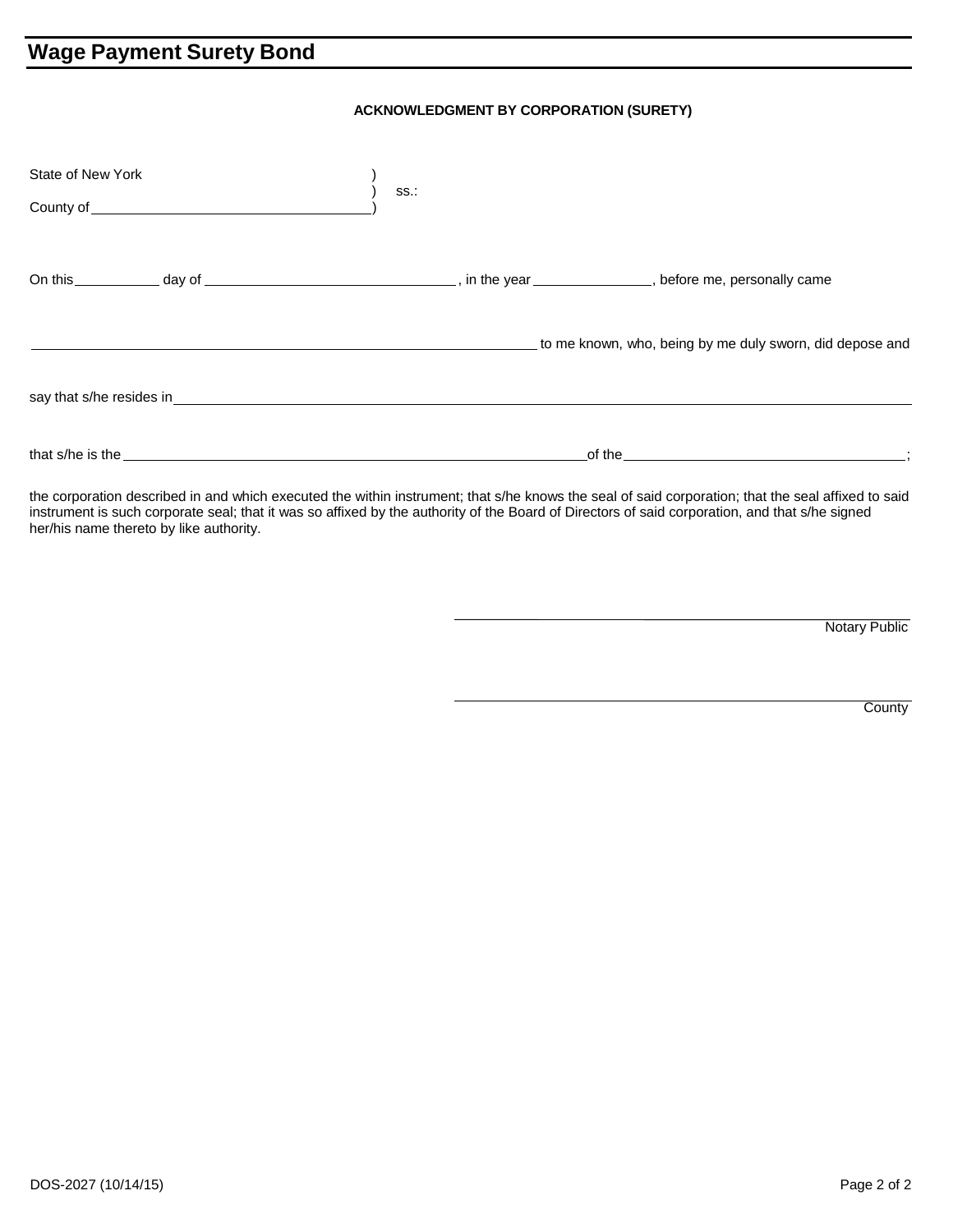# Wage Payment Surety Bond

**ACKNOWLEDGMENT BY CORPORATION (SURETY)**

State of New York )
) ss.:
County of \_\_\_\_\_\_\_\_\_\_\_\_\_\_\_\_\_\_\_\_\_\_\_\_\_\_\_\_\_\_\_\_ )

On this \_\_\_\_\_\_\_\_\_\_ day of \_\_\_\_\_\_\_\_\_\_\_\_\_\_\_\_\_\_\_\_\_\_\_\_\_\_\_\_\_\_, in the year \_\_\_\_\_\_\_\_\_\_\_\_\_\_, before me, personally came

\_\_\_\_\_\_\_\_\_\_\_\_\_\_\_\_\_\_\_\_\_\_\_\_\_\_\_\_\_\_\_\_\_\_\_\_\_\_\_\_\_\_\_\_\_\_\_\_\_\_\_\_\_\_\_\_\_\_\_\_ to me known, who, being by me duly sworn, did depose and

say that s/he resides in \_\_\_\_\_\_\_\_\_\_\_\_\_\_\_\_\_\_\_\_\_\_\_\_\_\_\_\_\_\_\_\_\_\_\_\_\_\_\_\_\_\_\_\_\_\_\_\_\_\_\_\_\_\_\_\_\_\_\_\_\_\_\_\_\_\_\_\_\_\_\_\_\_\_\_\_\_\_\_\_\_\_

that s/he is the \_\_\_\_\_\_\_\_\_\_\_\_\_\_\_\_\_\_\_\_\_\_\_\_\_\_\_\_\_\_\_\_\_\_\_\_\_\_\_\_\_\_\_\_\_\_\_\_\_\_\_\_\_\_\_\_ of the \_\_\_\_\_\_\_\_\_\_\_\_\_\_\_\_\_\_\_\_\_\_\_\_\_\_\_\_\_\_\_\_\_\_\_\_;

the corporation described in and which executed the within instrument; that s/he knows the seal of said corporation; that the seal affixed to said instrument is such corporate seal; that it was so affixed by the authority of the Board of Directors of said corporation, and that s/he signed her/his name thereto by like authority.

\_\_\_\_\_\_\_\_\_\_\_\_\_\_\_\_\_\_\_\_\_\_\_\_\_\_\_\_\_\_\_\_\_\_\_\_\_\_\_\_\_\_\_\_\_\_\_\_\_\_
Notary Public

\_\_\_\_\_\_\_\_\_\_\_\_\_\_\_\_\_\_\_\_\_\_\_\_\_\_\_\_\_\_\_\_\_\_\_\_\_\_\_\_\_\_\_\_\_\_\_\_\_\_
County

DOS-2027 (10/14/15)